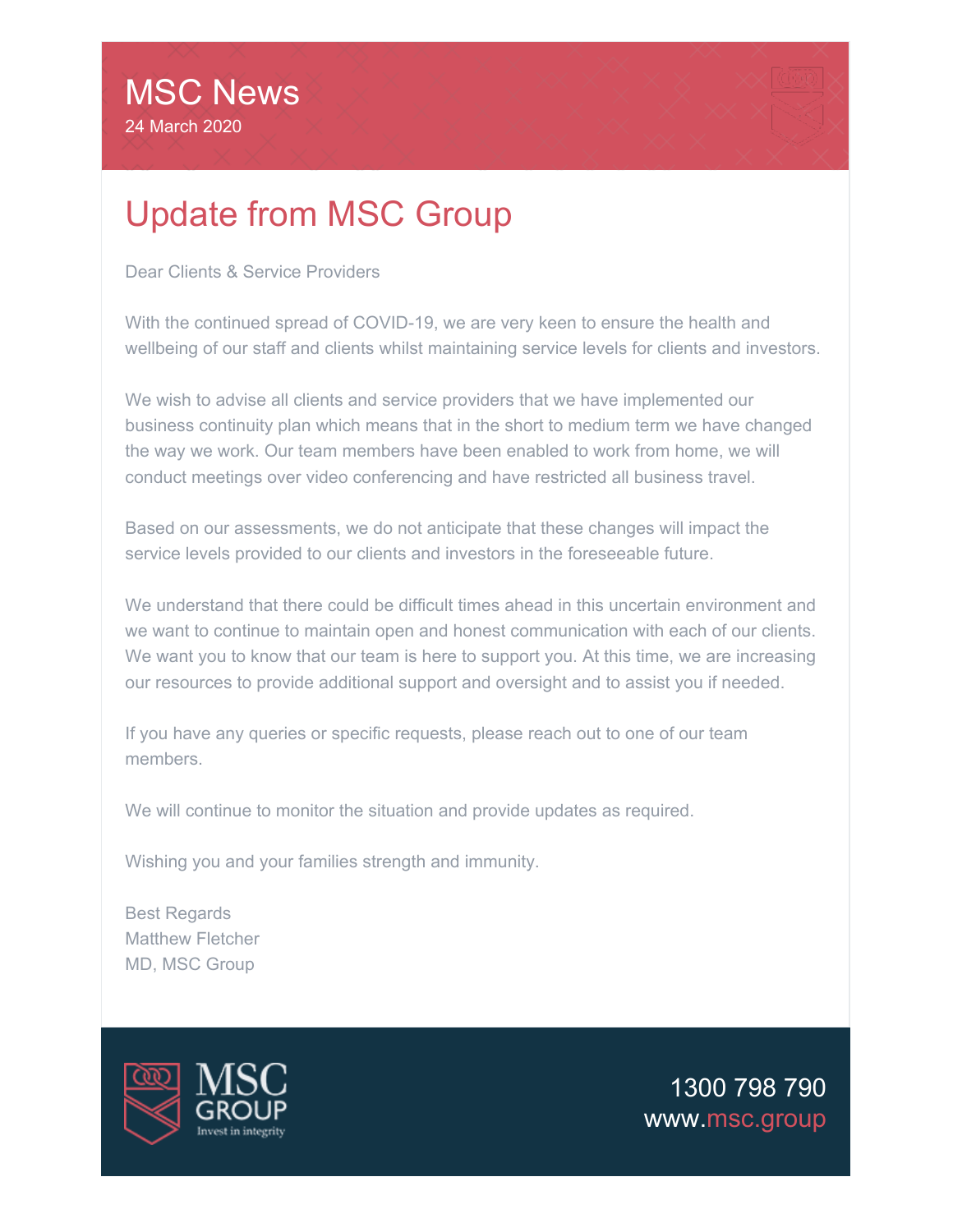# MSC News

24 March 2020

## Update from MSC Group

Dear Clients & Service Providers

With the continued spread of COVID-19, we are very keen to ensure the health and wellbeing of our staff and clients whilst maintaining service levels for clients and investors.

We wish to advise all clients and service providers that we have implemented our business continuity plan which means that in the short to medium term we have changed the way we work. Our team members have been enabled to work from home, we will conduct meetings over video conferencing and have restricted all business travel.

Based on our assessments, we do not anticipate that these changes will impact the service levels provided to our clients and investors in the foreseeable future.

We understand that there could be difficult times ahead in this uncertain environment and we want to continue to maintain open and honest communication with each of our clients. We want you to know that our team is here to support you. At this time, we are increasing our resources to provide additional support and oversight and to assist you if needed.

If you have any queries or specific requests, please reach out to one of our team members.

We will continue to monitor the situation and provide updates as required.

Wishing you and your families strength and immunity.

Best Regards
Matthew Fletcher
MD, MSC Group

MSC GROUP
Invest in integrity

1300 798 790
www.msc.group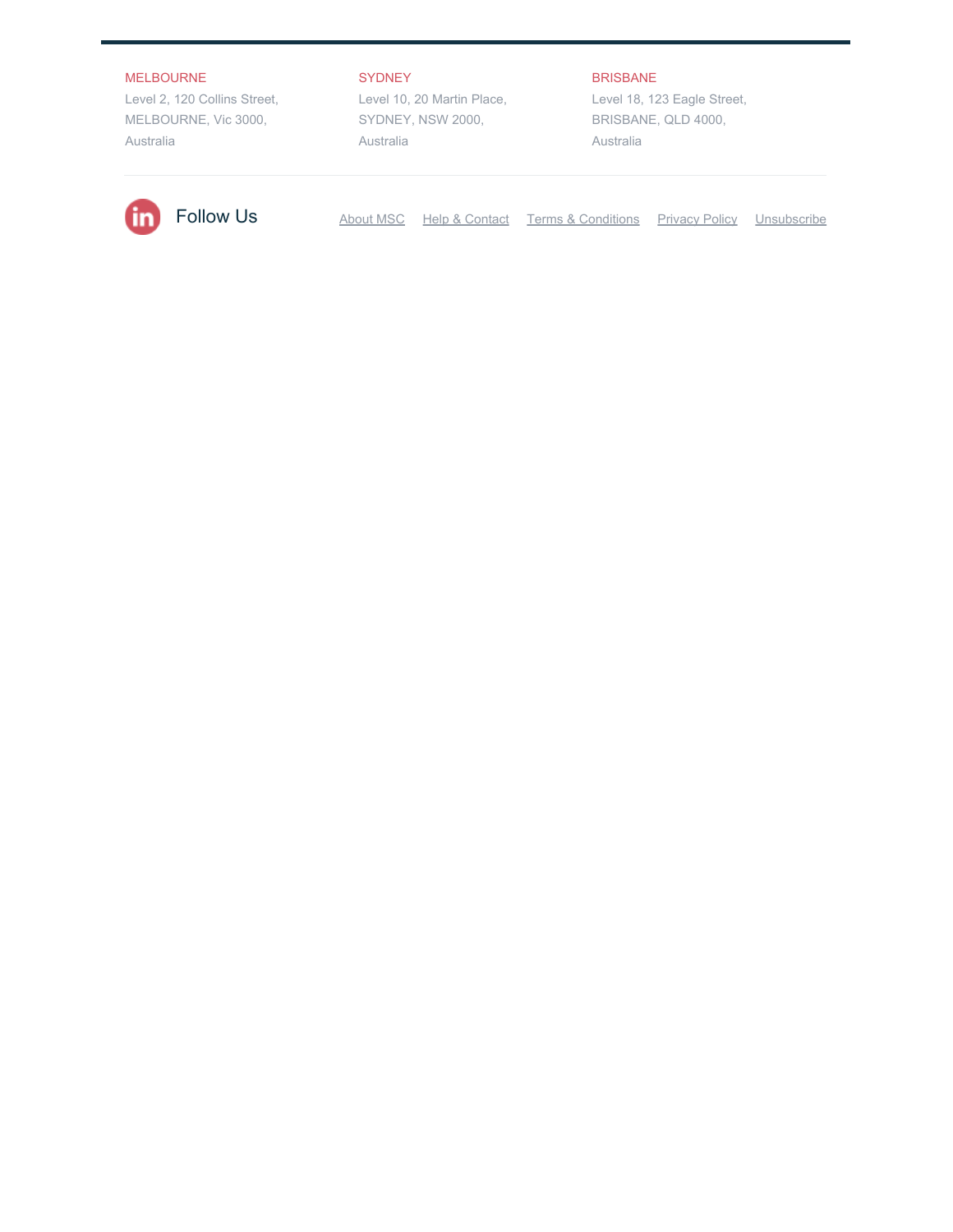MELBOURNE
Level 2, 120 Collins Street,
MELBOURNE, Vic 3000,
Australia

SYDNEY
Level 10, 20 Martin Place,
SYDNEY, NSW 2000,
Australia

BRISBANE
Level 18, 123 Eagle Street,
BRISBANE, QLD 4000,
Australia

Follow Us

About MSC | Help & Contact | Terms & Conditions | Privacy Policy | Unsubscribe